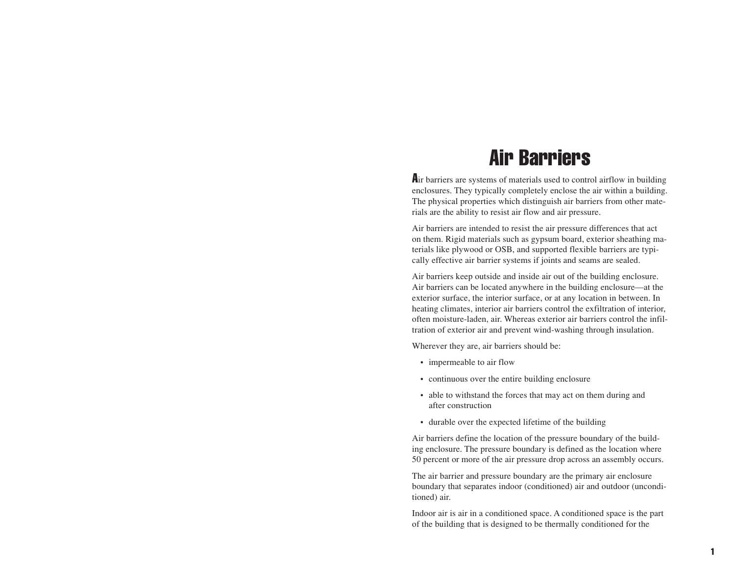# Air Barriers

Air barriers are systems of materials used to control airflow in building enclosures. They typically completely enclose the air within a building. The physical properties which distinguish air barriers from other materials are the ability to resist air flow and air pressure.

Air barriers are intended to resist the air pressure differences that act on them. Rigid materials such as gypsum board, exterior sheathing materials like plywood or OSB, and supported flexible barriers are typically effective air barrier systems if joints and seams are sealed.

Air barriers keep outside and inside air out of the building enclosure. Air barriers can be located anywhere in the building enclosure—at the exterior surface, the interior surface, or at any location in between. In heating climates, interior air barriers control the exfiltration of interior, often moisture-laden, air. Whereas exterior air barriers control the infiltration of exterior air and prevent wind-washing through insulation.

Wherever they are, air barriers should be:

- impermeable to air flow
- continuous over the entire building enclosure
- able to withstand the forces that may act on them during and after construction
- durable over the expected lifetime of the building

Air barriers define the location of the pressure boundary of the building enclosure. The pressure boundary is defined as the location where 50 percent or more of the air pressure drop across an assembly occurs.

The air barrier and pressure boundary are the primary air enclosure boundary that separates indoor (conditioned) air and outdoor (unconditioned) air.

Indoor air is air in a conditioned space. A conditioned space is the part of the building that is designed to be thermally conditioned for the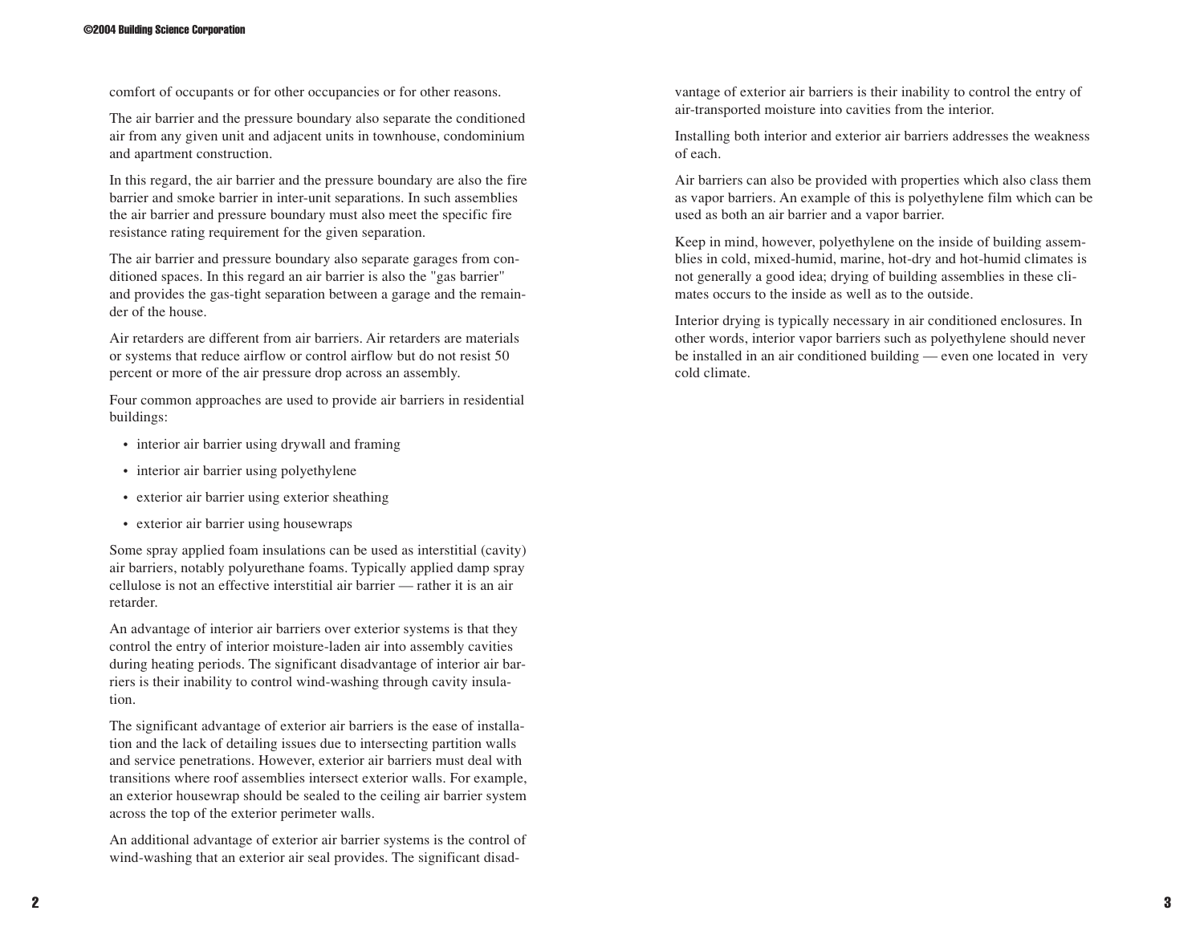comfort of occupants or for other occupancies or for other reasons.

The air barrier and the pressure boundary also separate the conditioned air from any given unit and adjacent units in townhouse, condominium and apartment construction.

In this regard, the air barrier and the pressure boundary are also the fire barrier and smoke barrier in inter-unit separations. In such assemblies the air barrier and pressure boundary must also meet the specific fire resistance rating requirement for the given separation.

The air barrier and pressure boundary also separate garages from conditioned spaces. In this regard an air barrier is also the "gas barrier" and provides the gas-tight separation between a garage and the remainder of the house.

Air retarders are different from air barriers. Air retarders are materials or systems that reduce airflow or control airflow but do not resist 50 percent or more of the air pressure drop across an assembly.

Four common approaches are used to provide air barriers in residential buildings:

- interior air barrier using drywall and framing
- interior air barrier using polyethylene
- exterior air barrier using exterior sheathing
- exterior air barrier using housewraps

Some spray applied foam insulations can be used as interstitial (cavity) air barriers, notably polyurethane foams. Typically applied damp spray cellulose is not an effective interstitial air barrier — rather it is an air retarder.

An advantage of interior air barriers over exterior systems is that they control the entry of interior moisture-laden air into assembly cavities during heating periods. The significant disadvantage of interior air barriers is their inability to control wind-washing through cavity insulation.

The significant advantage of exterior air barriers is the ease of installation and the lack of detailing issues due to intersecting partition walls and service penetrations. However, exterior air barriers must deal with transitions where roof assemblies intersect exterior walls. For example, an exterior housewrap should be sealed to the ceiling air barrier system across the top of the exterior perimeter walls.

An additional advantage of exterior air barrier systems is the control of wind-washing that an exterior air seal provides. The significant disadvantage of exterior air barriers is their inability to control the entry of air-transported moisture into cavities from the interior.

Installing both interior and exterior air barriers addresses the weakness of each.

Air barriers can also be provided with properties which also class them as vapor barriers. An example of this is polyethylene film which can be used as both an air barrier and a vapor barrier.

Keep in mind, however, polyethylene on the inside of building assemblies in cold, mixed-humid, marine, hot-dry and hot-humid climates is not generally a good idea; drying of building assemblies in these climates occurs to the inside as well as to the outside.

Interior drying is typically necessary in air conditioned enclosures. In other words, interior vapor barriers such as polyethylene should never be installed in an air conditioned building — even one located in very cold climate.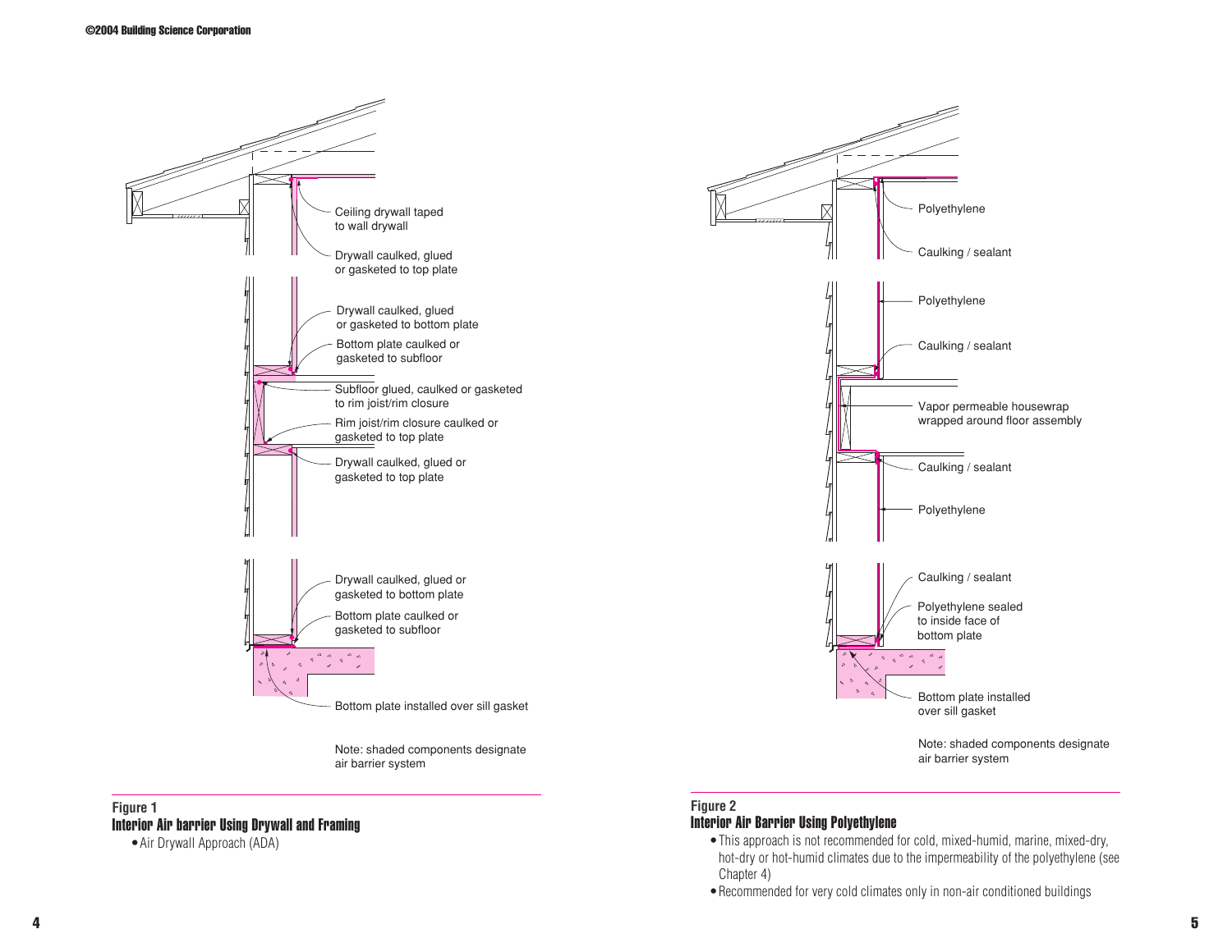Ceiling drywall taped to wall drywall

Drywall caulked, glued or gasketed to top plate

Drywall caulked, glued or gasketed to bottom plate

Bottom plate caulked or gasketed to subfloor

Subfloor glued, caulked or gasketed to rim joist/rim closure

Rim joist/rim closure caulked or gasketed to top plate

Drywall caulked, glued or gasketed to top plate

Drywall caulked, glued or gasketed to bottom plate

Bottom plate caulked or gasketed to subfloor

Bottom plate installed over sill gasket

Note: shaded components designate air barrier system

**Figure 1**

**Interior Air barrier Using Drywall and Framing**

- Air Drywall Approach (ADA)

Polyethylene

Caulking / sealant

Polyethylene

Caulking / sealant

Vapor permeable housewrap wrapped around floor assembly

Caulking / sealant

Polyethylene

Caulking / sealant

Polyethylene sealed to inside face of bottom plate

Bottom plate installed over sill gasket

Note: shaded components designate air barrier system

**Figure 2**

**Interior Air Barrier Using Polyethylene**

- This approach is not recommended for cold, mixed-humid, marine, mixed-dry, hot-dry or hot-humid climates due to the impermeability of the polyethylene (see Chapter 4)
- Recommended for very cold climates only in non-air conditioned buildings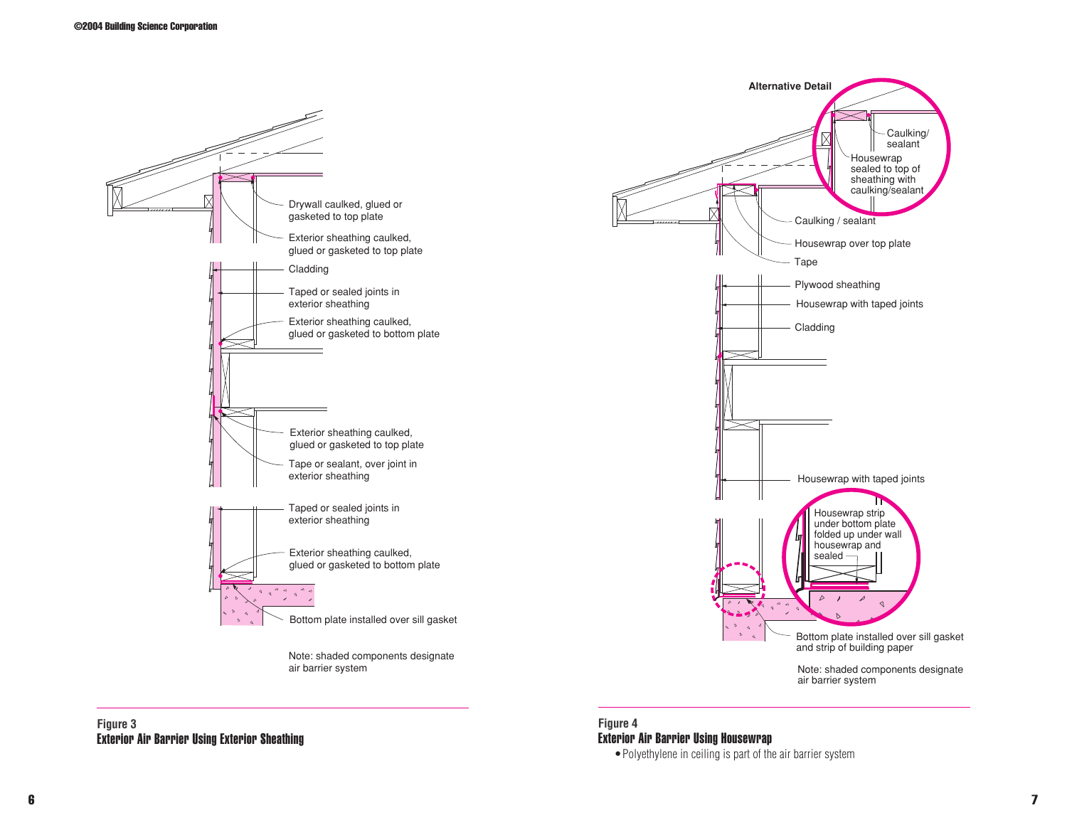Drywall caulked, glued or gasketed to top plate

Exterior sheathing caulked, glued or gasketed to top plate

Cladding

Taped or sealed joints in exterior sheathing

Exterior sheathing caulked, glued or gasketed to bottom plate

Exterior sheathing caulked, glued or gasketed to top plate

Tape or sealant, over joint in exterior sheathing

Taped or sealed joints in exterior sheathing

Exterior sheathing caulked, glued or gasketed to bottom plate

Bottom plate installed over sill gasket

Note: shaded components designate air barrier system

**Figure 3**
**Exterior Air Barrier Using Exterior Sheathing**

**Alternative Detail**

Caulking/ sealant

Housewrap sealed to top of sheathing with caulking/sealant

Caulking / sealant

Housewrap over top plate

Tape

Plywood sheathing

Housewrap with taped joints

Cladding

Housewrap with taped joints

Housewrap strip under bottom plate folded up under wall housewrap and sealed

Bottom plate installed over sill gasket and strip of building paper

Note: shaded components designate air barrier system

**Figure 4**
**Exterior Air Barrier Using Housewrap**

- Polyethylene in ceiling is part of the air barrier system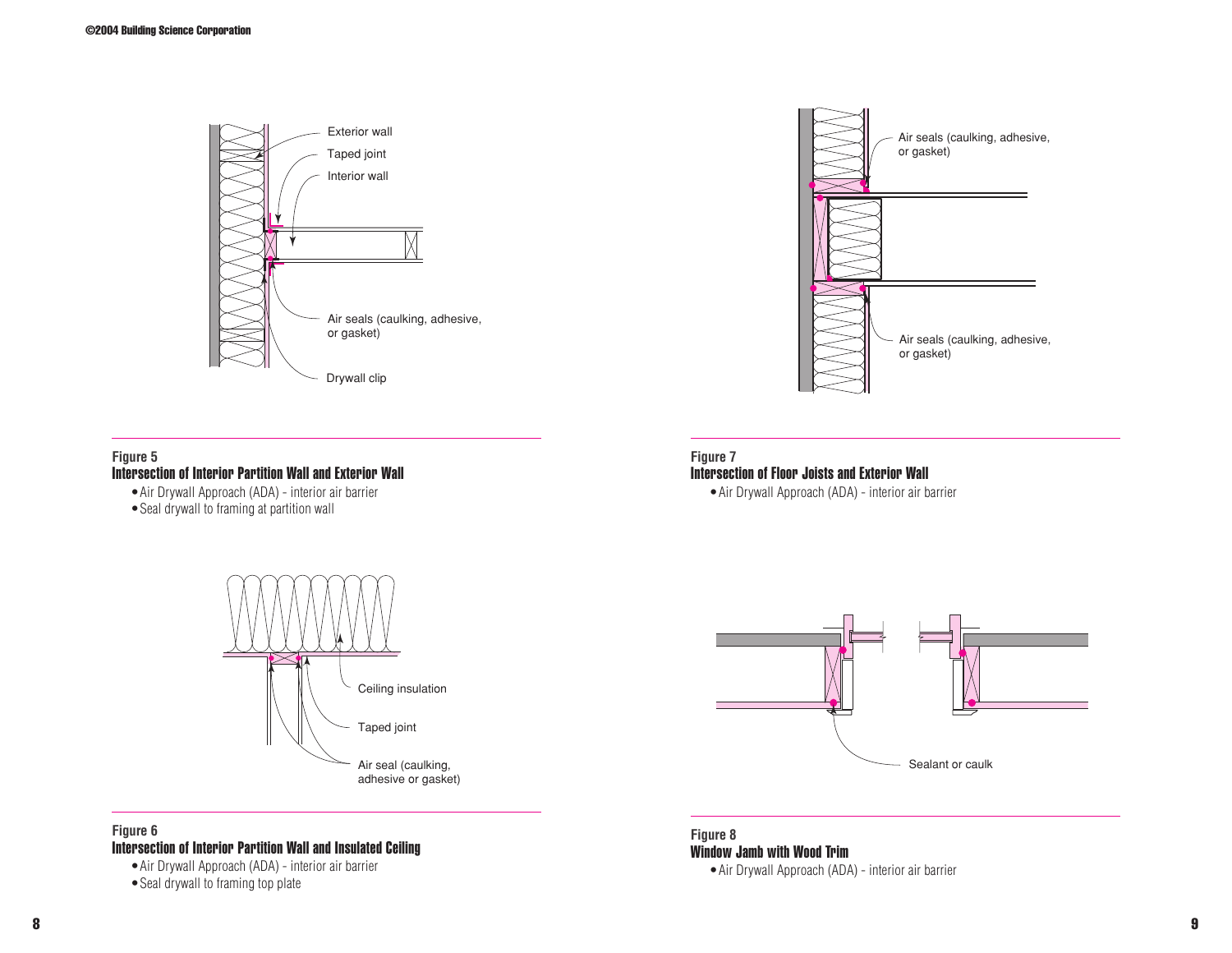Exterior wall

Taped joint

Interior wall

Air seals (caulking, adhesive, or gasket)

Drywall clip

**Figure 5**
**Intersection of Interior Partition Wall and Exterior Wall**

- Air Drywall Approach (ADA) - interior air barrier
- Seal drywall to framing at partition wall

Ceiling insulation

Taped joint

Air seal (caulking, adhesive or gasket)

**Figure 6**
**Intersection of Interior Partition Wall and Insulated Ceiling**

- Air Drywall Approach (ADA) - interior air barrier
- Seal drywall to framing top plate

Air seals (caulking, adhesive, or gasket)

Air seals (caulking, adhesive, or gasket)

**Figure 7**
**Intersection of Floor Joists and Exterior Wall**

- Air Drywall Approach (ADA) - interior air barrier

Sealant or caulk

**Figure 8**
**Window Jamb with Wood Trim**

- Air Drywall Approach (ADA) - interior air barrier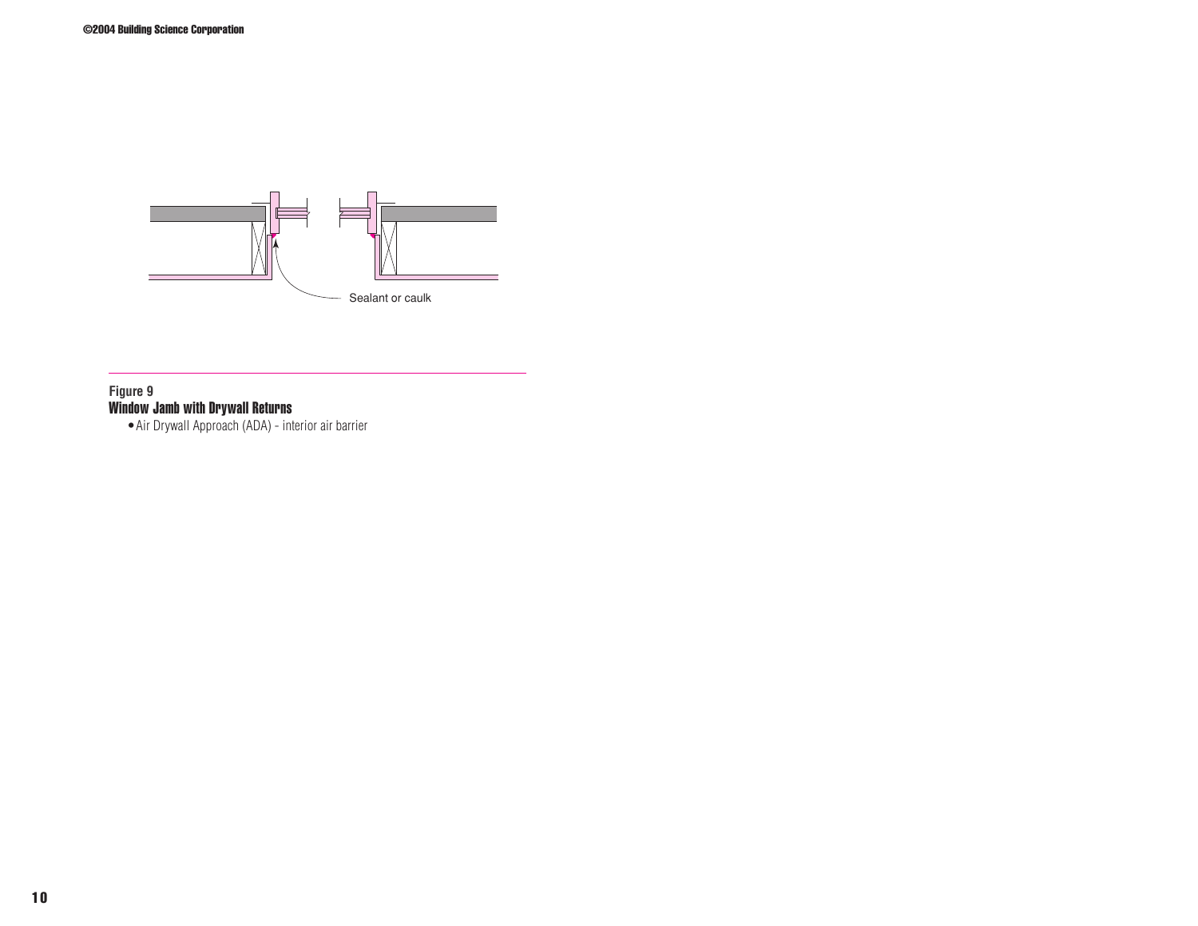Sealant or caulk

**Figure 9**
**Window Jamb with Drywall Returns**

- Air Drywall Approach (ADA) - interior air barrier